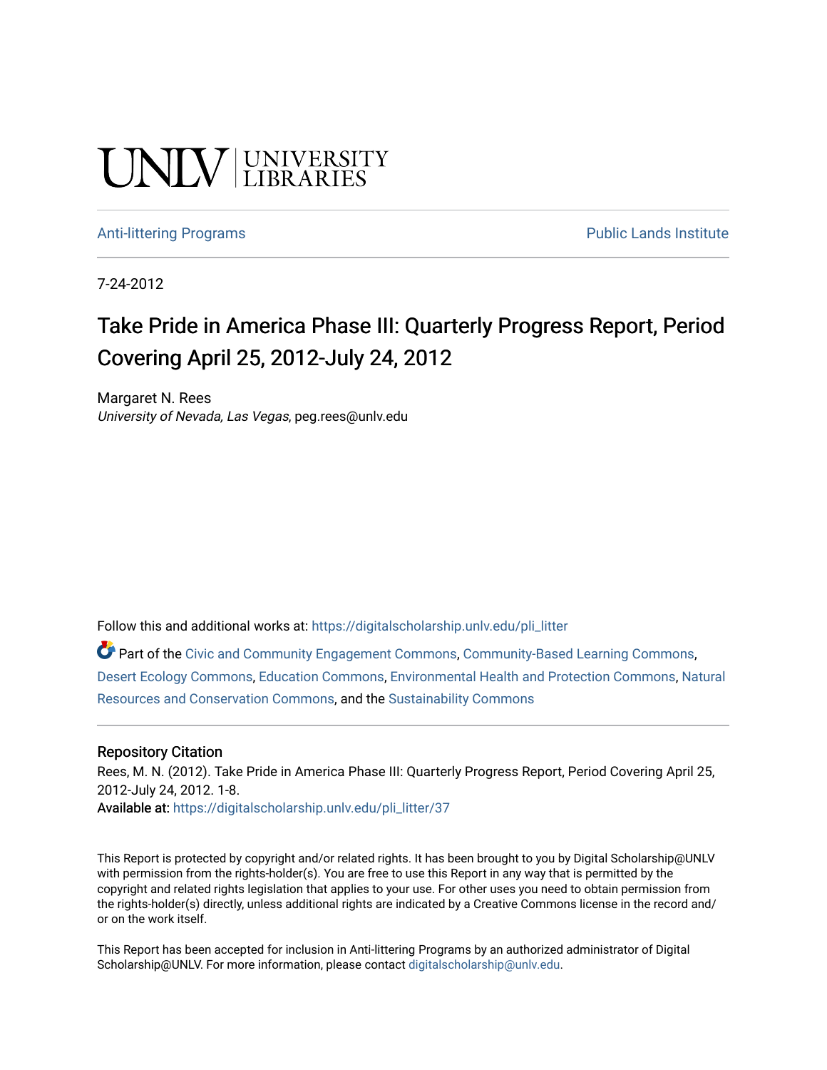UNLV | UNIVERSITY LIBRARIES

Anti-littering Programs | Public Lands Institute

7-24-2012

# Take Pride in America Phase III: Quarterly Progress Report, Period Covering April 25, 2012-July 24, 2012

Margaret N. Rees
*University of Nevada, Las Vegas*, peg.rees@unlv.edu

Follow this and additional works at: https://digitalscholarship.unlv.edu/pli_litter

Part of the Civic and Community Engagement Commons, Community-Based Learning Commons, Desert Ecology Commons, Education Commons, Environmental Health and Protection Commons, Natural Resources and Conservation Commons, and the Sustainability Commons

## Repository Citation

Rees, M. N. (2012). Take Pride in America Phase III: Quarterly Progress Report, Period Covering April 25, 2012-July 24, 2012. 1-8.
**Available at:** https://digitalscholarship.unlv.edu/pli_litter/37

This Report is protected by copyright and/or related rights. It has been brought to you by Digital Scholarship@UNLV with permission from the rights-holder(s). You are free to use this Report in any way that is permitted by the copyright and related rights legislation that applies to your use. For other uses you need to obtain permission from the rights-holder(s) directly, unless additional rights are indicated by a Creative Commons license in the record and/or on the work itself.

This Report has been accepted for inclusion in Anti-littering Programs by an authorized administrator of Digital Scholarship@UNLV. For more information, please contact digitalscholarship@unlv.edu.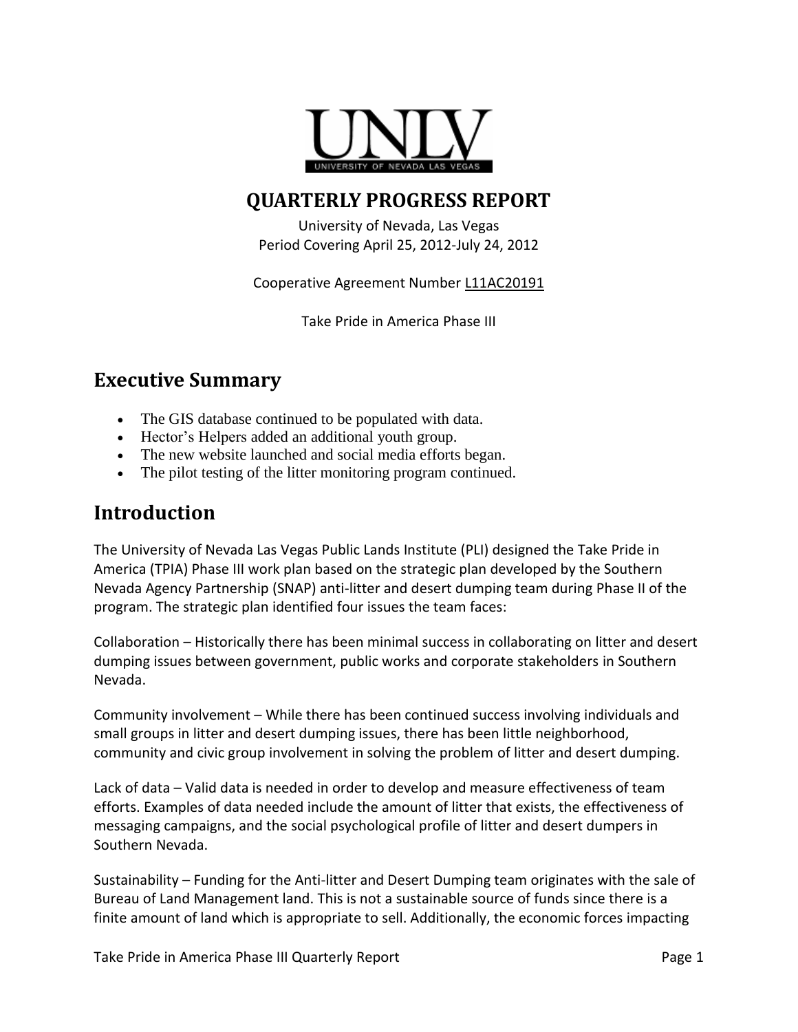# QUARTERLY PROGRESS REPORT

University of Nevada, Las Vegas
Period Covering April 25, 2012-July 24, 2012

Cooperative Agreement Number L11AC20191

Take Pride in America Phase III

## Executive Summary

- The GIS database continued to be populated with data.
- Hector's Helpers added an additional youth group.
- The new website launched and social media efforts began.
- The pilot testing of the litter monitoring program continued.

## Introduction

The University of Nevada Las Vegas Public Lands Institute (PLI) designed the Take Pride in America (TPIA) Phase III work plan based on the strategic plan developed by the Southern Nevada Agency Partnership (SNAP) anti-litter and desert dumping team during Phase II of the program. The strategic plan identified four issues the team faces:

Collaboration – Historically there has been minimal success in collaborating on litter and desert dumping issues between government, public works and corporate stakeholders in Southern Nevada.

Community involvement – While there has been continued success involving individuals and small groups in litter and desert dumping issues, there has been little neighborhood, community and civic group involvement in solving the problem of litter and desert dumping.

Lack of data – Valid data is needed in order to develop and measure effectiveness of team efforts. Examples of data needed include the amount of litter that exists, the effectiveness of messaging campaigns, and the social psychological profile of litter and desert dumpers in Southern Nevada.

Sustainability – Funding for the Anti-litter and Desert Dumping team originates with the sale of Bureau of Land Management land. This is not a sustainable source of funds since there is a finite amount of land which is appropriate to sell. Additionally, the economic forces impacting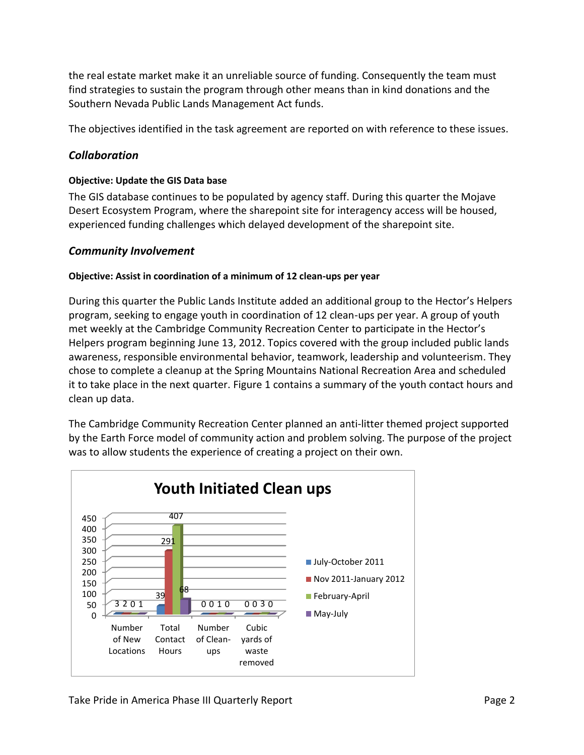the real estate market make it an unreliable source of funding. Consequently the team must find strategies to sustain the program through other means than in kind donations and the Southern Nevada Public Lands Management Act funds.

The objectives identified in the task agreement are reported on with reference to these issues.

## *Collaboration*

#### Objective: Update the GIS Data base

The GIS database continues to be populated by agency staff. During this quarter the Mojave Desert Ecosystem Program, where the sharepoint site for interagency access will be housed, experienced funding challenges which delayed development of the sharepoint site.

## *Community Involvement*

#### Objective: Assist in coordination of a minimum of 12 clean-ups per year

During this quarter the Public Lands Institute added an additional group to the Hector's Helpers program, seeking to engage youth in coordination of 12 clean-ups per year. A group of youth met weekly at the Cambridge Community Recreation Center to participate in the Hector's Helpers program beginning June 13, 2012. Topics covered with the group included public lands awareness, responsible environmental behavior, teamwork, leadership and volunteerism. They chose to complete a cleanup at the Spring Mountains National Recreation Area and scheduled it to take place in the next quarter. Figure 1 contains a summary of the youth contact hours and clean up data.

The Cambridge Community Recreation Center planned an anti-litter themed project supported by the Earth Force model of community action and problem solving. The purpose of the project was to allow students the experience of creating a project on their own.

**Youth Initiated Clean ups**

| | July-October 2011 | Nov 2011-January 2012 | February-April | May-July |
| --- | --- | --- | --- | --- |
| Number of New Locations | 3 | 2 | 0 | 1 |
| Total Contact Hours | 39 | 291 | 407 | 68 |
| Number of Clean-ups | 0 | 0 | 1 | 0 |
| Cubic yards of waste removed | 0 | 0 | 3 | 0 |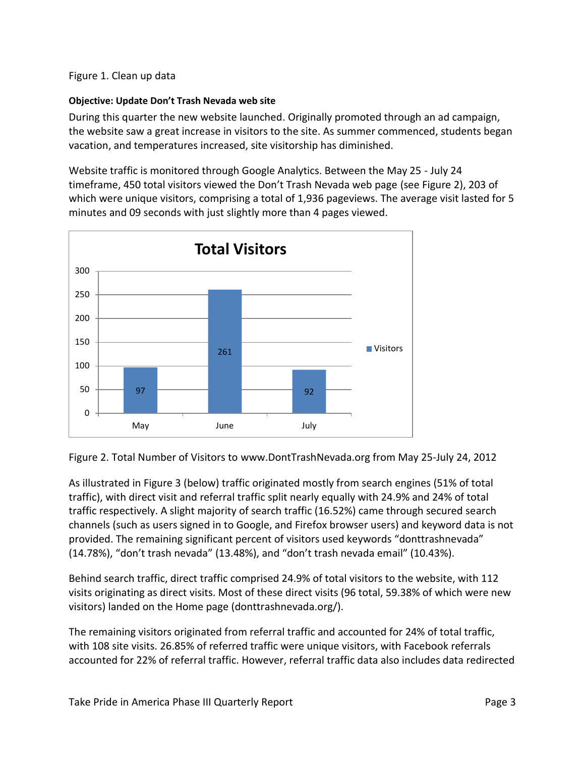Figure 1. Clean up data

**Objective: Update Don't Trash Nevada web site**

During this quarter the new website launched. Originally promoted through an ad campaign, the website saw a great increase in visitors to the site. As summer commenced, students began vacation, and temperatures increased, site visitorship has diminished.

Website traffic is monitored through Google Analytics. Between the May 25 - July 24 timeframe, 450 total visitors viewed the Don't Trash Nevada web page (see Figure 2), 203 of which were unique visitors, comprising a total of 1,936 pageviews. The average visit lasted for 5 minutes and 09 seconds with just slightly more than 4 pages viewed.

| Month | Visitors |
|---|---|
| May | 97 |
| June | 261 |
| July | 92 |

Figure 2. Total Number of Visitors to www.DontTrashNevada.org from May 25-July 24, 2012

As illustrated in Figure 3 (below) traffic originated mostly from search engines (51% of total traffic), with direct visit and referral traffic split nearly equally with 24.9% and 24% of total traffic respectively. A slight majority of search traffic (16.52%) came through secured search channels (such as users signed in to Google, and Firefox browser users) and keyword data is not provided. The remaining significant percent of visitors used keywords "donttrashnevada" (14.78%), "don't trash nevada" (13.48%), and "don't trash nevada email" (10.43%).

Behind search traffic, direct traffic comprised 24.9% of total visitors to the website, with 112 visits originating as direct visits. Most of these direct visits (96 total, 59.38% of which were new visitors) landed on the Home page (donttrashnevada.org/).

The remaining visitors originated from referral traffic and accounted for 24% of total traffic, with 108 site visits. 26.85% of referred traffic were unique visitors, with Facebook referrals accounted for 22% of referral traffic. However, referral traffic data also includes data redirected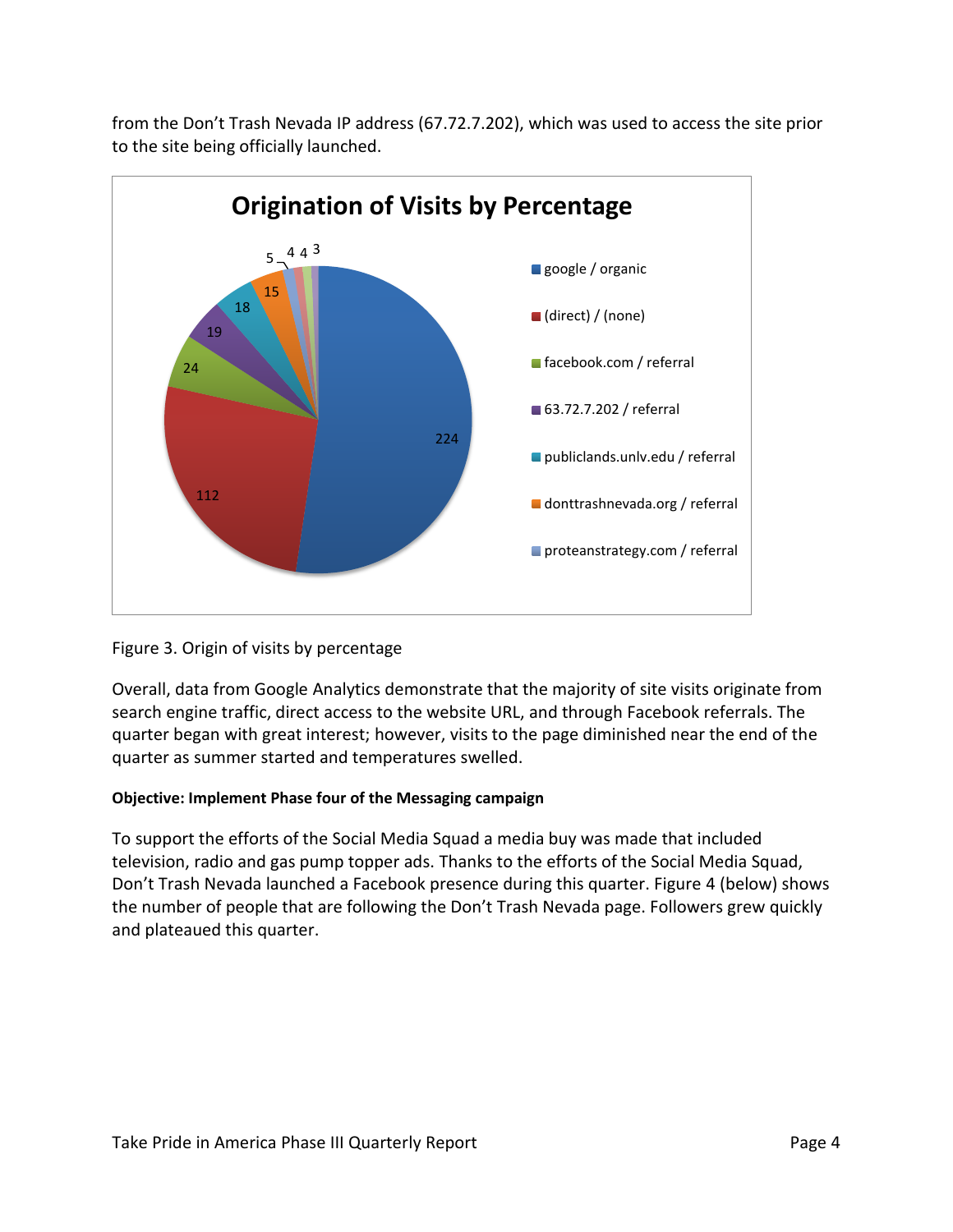from the Don't Trash Nevada IP address (67.72.7.202), which was used to access the site prior to the site being officially launched.

Figure 3. Origin of visits by percentage

Overall, data from Google Analytics demonstrate that the majority of site visits originate from search engine traffic, direct access to the website URL, and through Facebook referrals. The quarter began with great interest; however, visits to the page diminished near the end of the quarter as summer started and temperatures swelled.

**Objective: Implement Phase four of the Messaging campaign**

To support the efforts of the Social Media Squad a media buy was made that included television, radio and gas pump topper ads. Thanks to the efforts of the Social Media Squad, Don't Trash Nevada launched a Facebook presence during this quarter. Figure 4 (below) shows the number of people that are following the Don't Trash Nevada page. Followers grew quickly and plateaued this quarter.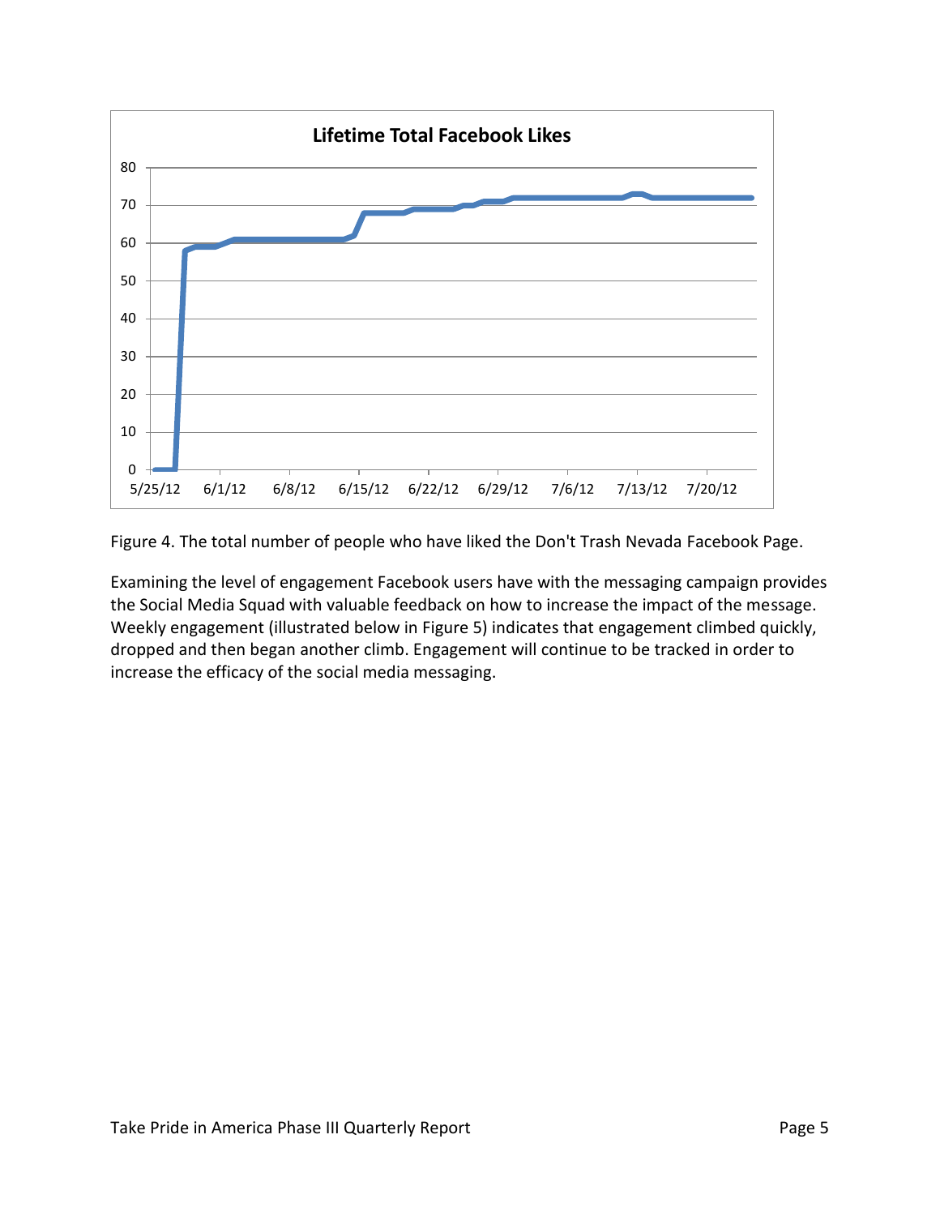Figure 4. The total number of people who have liked the Don't Trash Nevada Facebook Page.

Examining the level of engagement Facebook users have with the messaging campaign provides the Social Media Squad with valuable feedback on how to increase the impact of the message. Weekly engagement (illustrated below in Figure 5) indicates that engagement climbed quickly, dropped and then began another climb. Engagement will continue to be tracked in order to increase the efficacy of the social media messaging.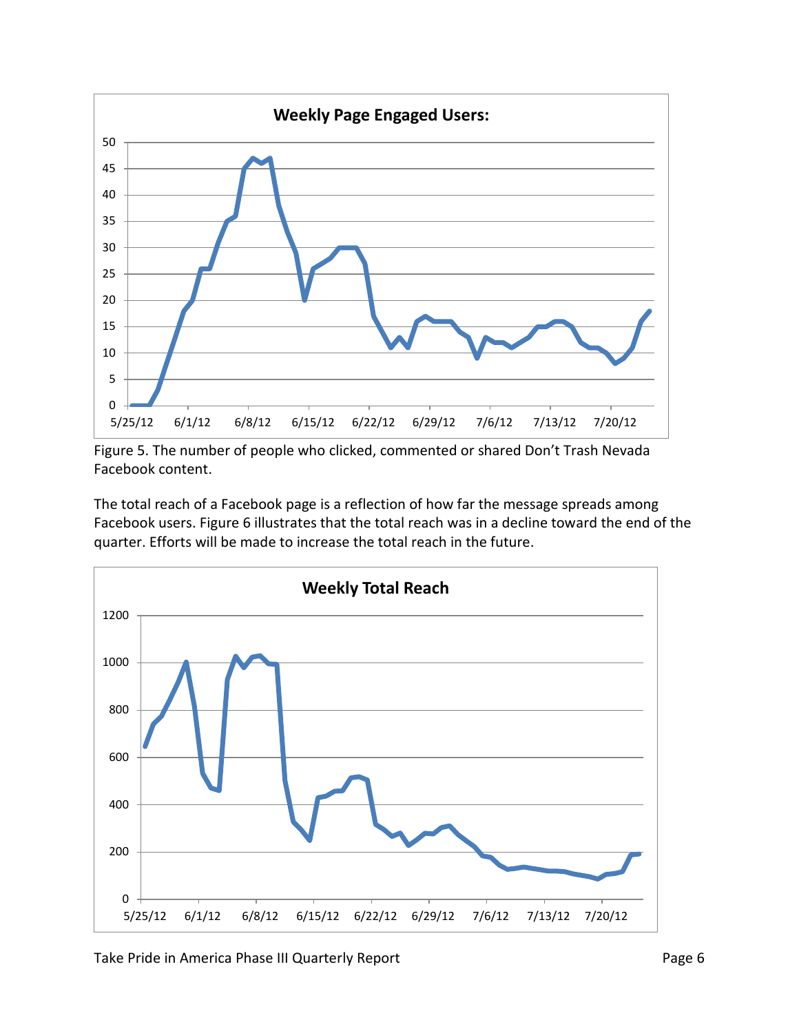Figure 5. The number of people who clicked, commented or shared Don't Trash Nevada Facebook content.

The total reach of a Facebook page is a reflection of how far the message spreads among Facebook users. Figure 6 illustrates that the total reach was in a decline toward the end of the quarter. Efforts will be made to increase the total reach in the future.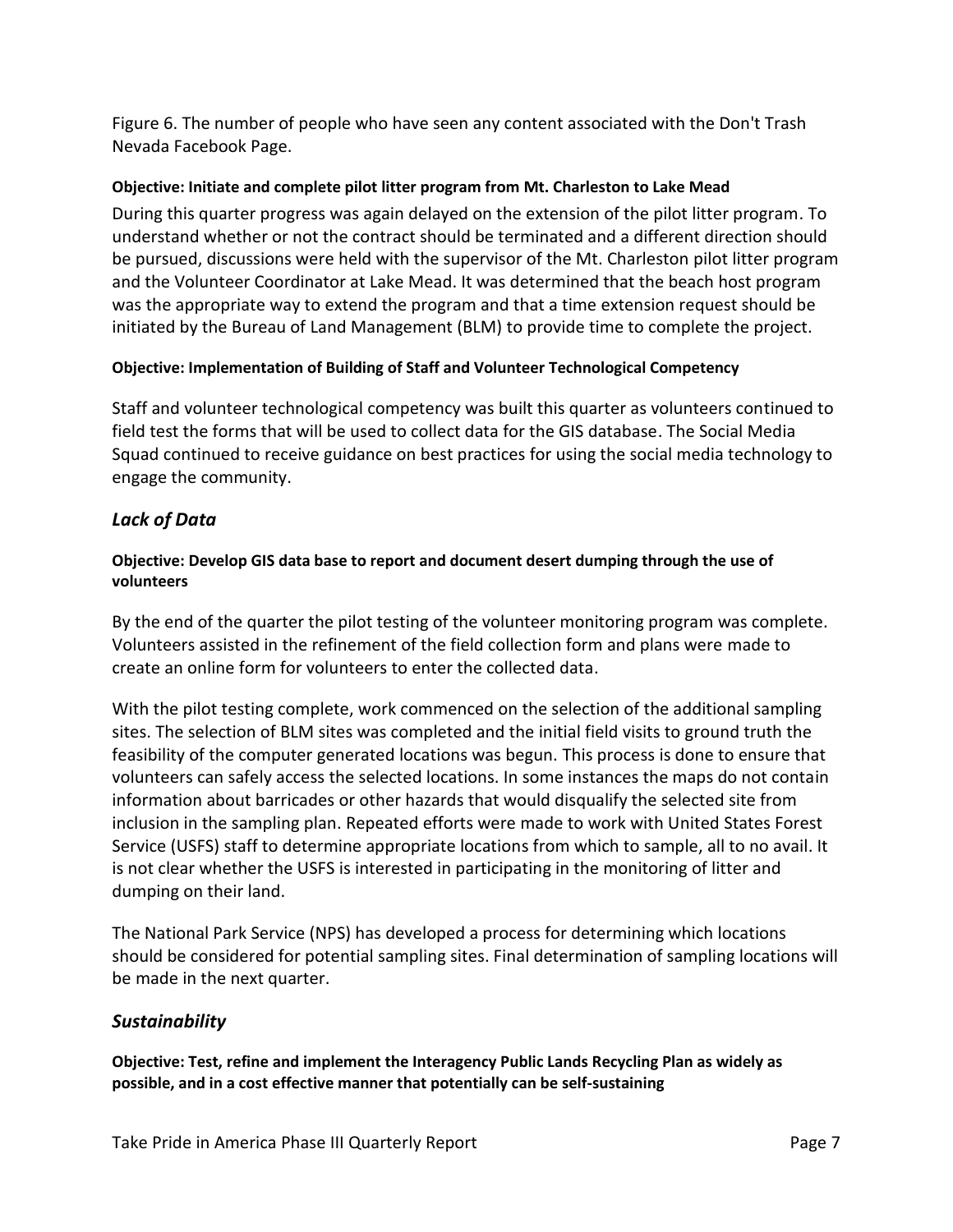Figure 6. The number of people who have seen any content associated with the Don't Trash Nevada Facebook Page.

#### Objective: Initiate and complete pilot litter program from Mt. Charleston to Lake Mead

During this quarter progress was again delayed on the extension of the pilot litter program. To understand whether or not the contract should be terminated and a different direction should be pursued, discussions were held with the supervisor of the Mt. Charleston pilot litter program and the Volunteer Coordinator at Lake Mead. It was determined that the beach host program was the appropriate way to extend the program and that a time extension request should be initiated by the Bureau of Land Management (BLM) to provide time to complete the project.

#### Objective: Implementation of Building of Staff and Volunteer Technological Competency

Staff and volunteer technological competency was built this quarter as volunteers continued to field test the forms that will be used to collect data for the GIS database. The Social Media Squad continued to receive guidance on best practices for using the social media technology to engage the community.

### *Lack of Data*

#### Objective: Develop GIS data base to report and document desert dumping through the use of volunteers

By the end of the quarter the pilot testing of the volunteer monitoring program was complete. Volunteers assisted in the refinement of the field collection form and plans were made to create an online form for volunteers to enter the collected data.

With the pilot testing complete, work commenced on the selection of the additional sampling sites. The selection of BLM sites was completed and the initial field visits to ground truth the feasibility of the computer generated locations was begun. This process is done to ensure that volunteers can safely access the selected locations. In some instances the maps do not contain information about barricades or other hazards that would disqualify the selected site from inclusion in the sampling plan. Repeated efforts were made to work with United States Forest Service (USFS) staff to determine appropriate locations from which to sample, all to no avail. It is not clear whether the USFS is interested in participating in the monitoring of litter and dumping on their land.

The National Park Service (NPS) has developed a process for determining which locations should be considered for potential sampling sites. Final determination of sampling locations will be made in the next quarter.

### *Sustainability*

#### Objective: Test, refine and implement the Interagency Public Lands Recycling Plan as widely as possible, and in a cost effective manner that potentially can be self-sustaining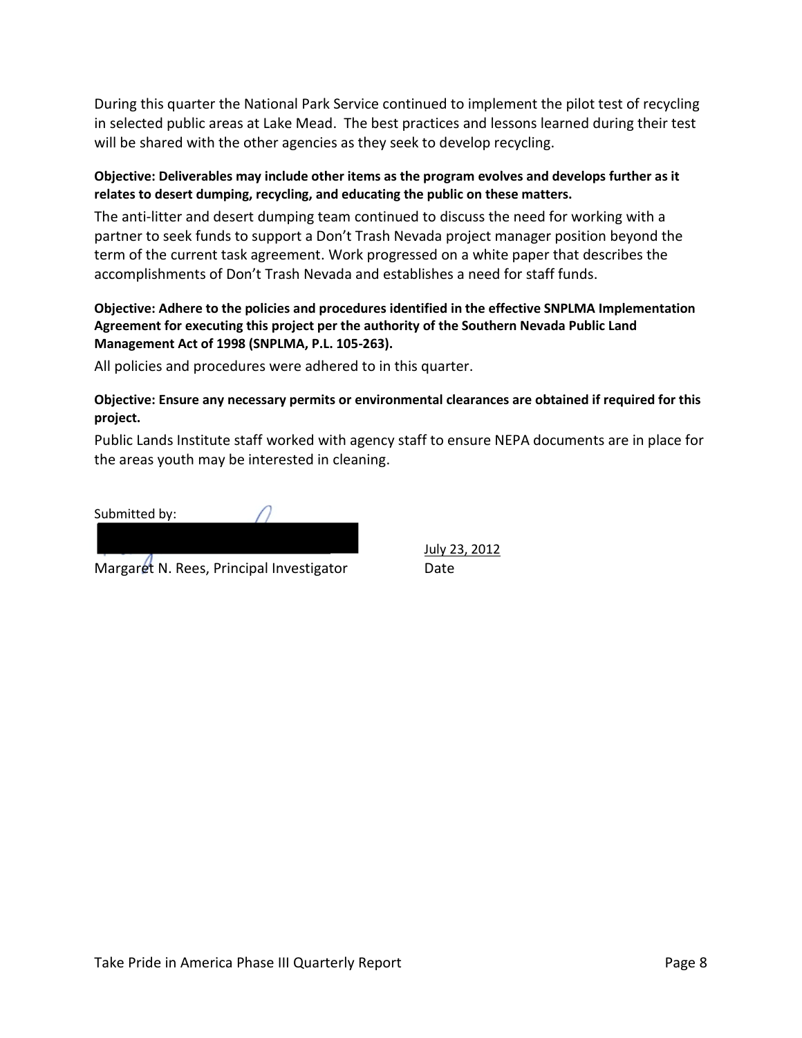During this quarter the National Park Service continued to implement the pilot test of recycling in selected public areas at Lake Mead. The best practices and lessons learned during their test will be shared with the other agencies as they seek to develop recycling.

**Objective: Deliverables may include other items as the program evolves and develops further as it relates to desert dumping, recycling, and educating the public on these matters.**

The anti-litter and desert dumping team continued to discuss the need for working with a partner to seek funds to support a Don't Trash Nevada project manager position beyond the term of the current task agreement. Work progressed on a white paper that describes the accomplishments of Don't Trash Nevada and establishes a need for staff funds.

**Objective: Adhere to the policies and procedures identified in the effective SNPLMA Implementation Agreement for executing this project per the authority of the Southern Nevada Public Land Management Act of 1998 (SNPLMA, P.L. 105-263).**

All policies and procedures were adhered to in this quarter.

**Objective: Ensure any necessary permits or environmental clearances are obtained if required for this project.**

Public Lands Institute staff worked with agency staff to ensure NEPA documents are in place for the areas youth may be interested in cleaning.

Submitted by:

Margaret N. Rees, Principal Investigator

July 23, 2012

Date